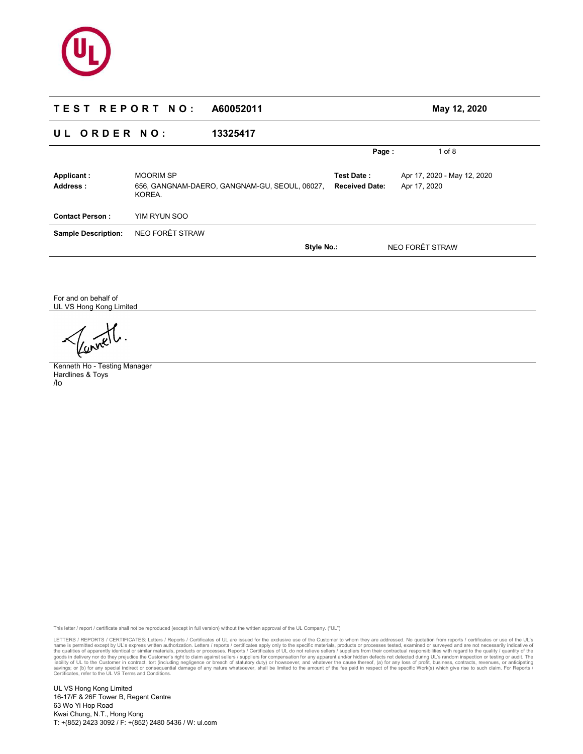**TEST REPORT NO: A60052011** — May 12, 2020

**UL ORDER NO: 13325417**

| | | | |
|---|---|---|---|
| **Applicant :** | MOORIM SP | **Test Date :** | Apr 17, 2020 - May 12, 2020 |
| **Address :** | 656, GANGNAM-DAERO, GANGNAM-GU, SEOUL, 06027, KOREA. | **Received Date:** | Apr 17, 2020 |
| **Contact Person :** | YIM RYUN SOO | | |
| **Sample Description:** | NEO FORÊT STRAW | | |
| | | **Style No.:** | NEO FORÊT STRAW |

For and on behalf of
UL VS Hong Kong Limited

Kenneth Ho - Testing Manager
Hardlines & Toys
/lo

This letter / report / certificate shall not be reproduced (except in full version) without the written approval of the UL Company. ("UL")

LETTERS / REPORTS / CERTIFICATES: Letters / Reports / Certificates of UL are issued for the exclusive use of the Customer to whom they are addressed. No quotation from reports / certificates or use of the UL's name is permitted except by UL's express written authorization. Letters / reports / certificates apply only to the specific materials, products or processes tested, examined or surveyed and are not necessarily indicative of the qualities of apparently identical or similar materials, products or processes. Reports / Certificates of UL do not relieve sellers / suppliers from their contractual responsibilities with regard to the quality / quantity of the goods in delivery nor do they prejudice the Customer's right to claim against sellers / suppliers for compensation for any apparent and/or hidden defects not detected during UL's random inspection or testing or audit. The liability of UL to the Customer in contract, tort (including negligence or breach of statutory duty) or howsoever, and whatever the cause thereof, (a) for any loss of profit, business, contracts, revenues, or anticipating savings; or (b) for any special indirect or consequential damage of any nature whatsoever, shall be limited to the amount of the fee paid in respect of the specific Work(s) which give rise to such claim. For Reports / Certificates, refer to the UL VS Terms and Conditions.

UL VS Hong Kong Limited
16-17/F & 26F Tower B, Regent Centre
63 Wo Yi Hop Road
Kwai Chung, N.T., Hong Kong
T: +(852) 2423 3092 / F: +(852) 2480 5436 / W: ul.com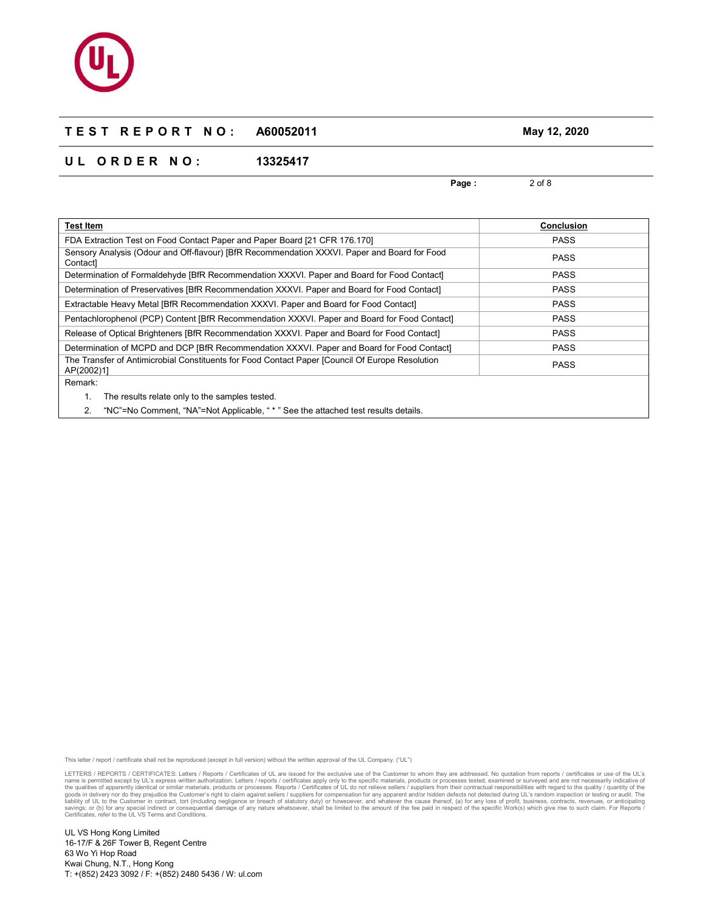**TEST REPORT NO:** A60052011 **May 12, 2020**

**UL ORDER NO:** 13325417

| **Test Item** | **Conclusion** |
|---|---|
| FDA Extraction Test on Food Contact Paper and Paper Board [21 CFR 176.170] | PASS |
| Sensory Analysis (Odour and Off-flavour) [BfR Recommendation XXXVI. Paper and Board for Food Contact] | PASS |
| Determination of Formaldehyde [BfR Recommendation XXXVI. Paper and Board for Food Contact] | PASS |
| Determination of Preservatives [BfR Recommendation XXXVI. Paper and Board for Food Contact] | PASS |
| Extractable Heavy Metal [BfR Recommendation XXXVI. Paper and Board for Food Contact] | PASS |
| Pentachlorophenol (PCP) Content [BfR Recommendation XXXVI. Paper and Board for Food Contact] | PASS |
| Release of Optical Brighteners [BfR Recommendation XXXVI. Paper and Board for Food Contact] | PASS |
| Determination of MCPD and DCP [BfR Recommendation XXXVI. Paper and Board for Food Contact] | PASS |
| The Transfer of Antimicrobial Constituents for Food Contact Paper [Council Of Europe Resolution AP(2002)1] | PASS |

Remark:

1. The results relate only to the samples tested.
2. "NC"=No Comment, "NA"=Not Applicable, " * " See the attached test results details.

This letter / report / certificate shall not be reproduced (except in full version) without the written approval of the UL Company. ("UL")

LETTERS / REPORTS / CERTIFICATES: Letters / Reports / Certificates of UL are issued for the exclusive use of the Customer to whom they are addressed. No quotation from reports / certificates or use of the UL's name is permitted except by UL's express written authorization. Letters / reports / certificates apply only to the specific materials, products or processes tested, examined or surveyed and are not necessarily indicative of the qualities of apparently identical or similar materials, products or processes. Reports / Certificates of UL do not relieve sellers / suppliers from their contractual responsibilities with regard to the quality / quantity of the goods in delivery nor do they prejudice the Customer's right to claim against sellers / suppliers for compensation for any apparent and/or hidden defects not detected during UL's random inspection or testing or audit. The liability of UL to the Customer in contract, tort (including negligence or breach of statutory duty) or howsoever, and whatever the cause thereof, (a) for any loss of profit, business, contracts, revenues, or anticipating savings; or (b) for any special indirect or consequential damage of any nature whatsoever, shall be limited to the amount of the fee paid in respect of the specific Work(s) which give rise to such claim. For Reports / Certificates, refer to the UL VS Terms and Conditions.

UL VS Hong Kong Limited
16-17/F & 26F Tower B, Regent Centre
63 Wo Yi Hop Road
Kwai Chung, N.T., Hong Kong
T: +(852) 2423 3092 / F: +(852) 2480 5436 / W: ul.com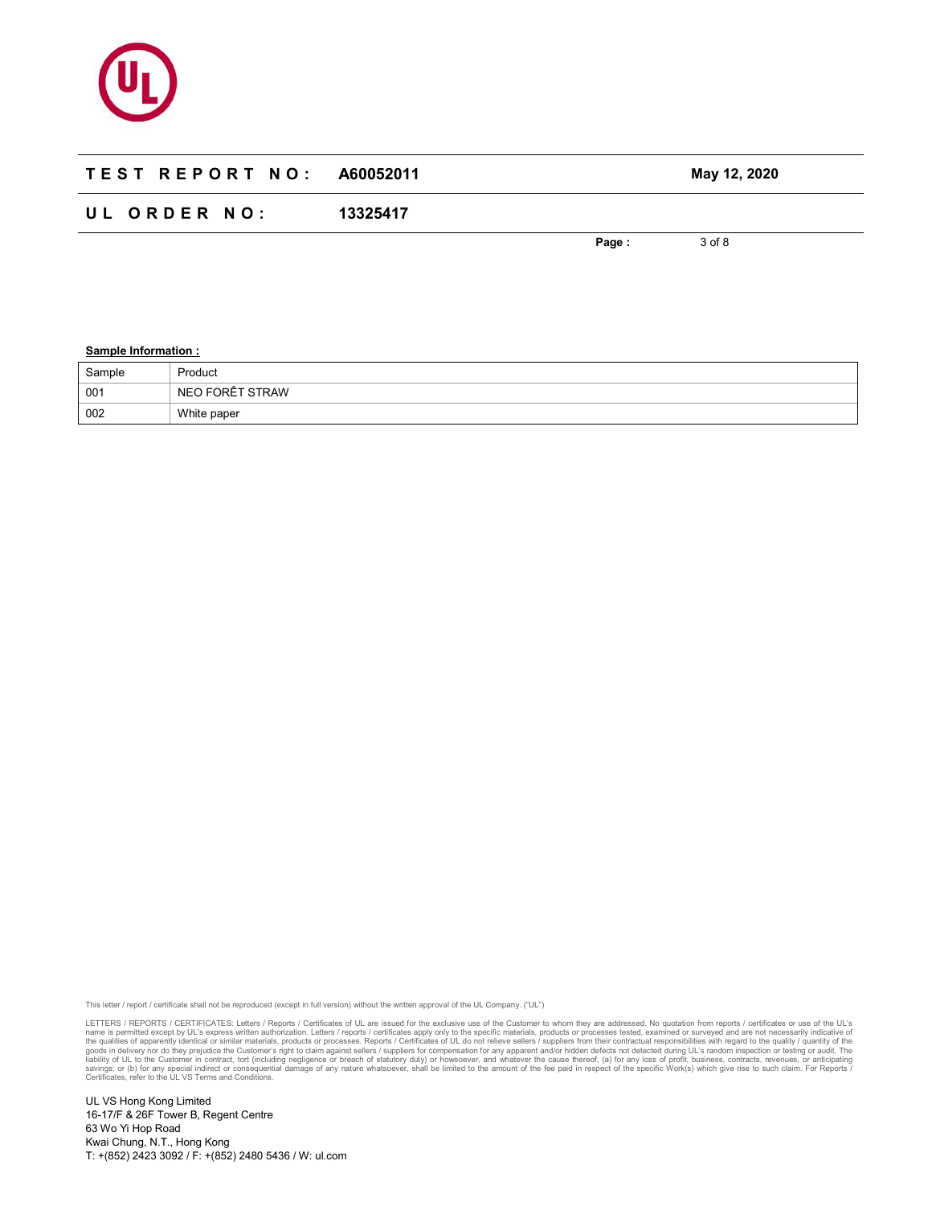**TEST REPORT NO:** A60052011 **May 12, 2020**

**UL ORDER NO:** 13325417

**Sample Information :**

| Sample | Product |
|---|---|
| 001 | NEO FORÊT STRAW |
| 002 | White paper |

This letter / report / certificate shall not be reproduced (except in full version) without the written approval of the UL Company. ("UL")

LETTERS / REPORTS / CERTIFICATES: Letters / Reports / Certificates of UL are issued for the exclusive use of the Customer to whom they are addressed. No quotation from reports / certificates or use of the UL's name is permitted except by UL's express written authorization. Letters / reports / certificates apply only to the specific materials, products or processes tested, examined or surveyed and are not necessarily indicative of the qualities of apparently identical or similar materials, products or processes. Reports / Certificates of UL do not relieve sellers / suppliers from their contractual responsibilities with regard to the quality / quantity of the goods in delivery nor do they prejudice the Customer's right to claim against sellers / suppliers for compensation for any apparent and/or hidden defects not detected during UL's random inspection or testing or audit. The liability of UL to the Customer in contract, tort (including negligence or breach of statutory duty) or howsoever, and whatever the cause thereof, (a) for any loss of profit, business, contracts, revenues, or anticipating savings; or (b) for any special indirect or consequential damage of any nature whatsoever, shall be limited to the amount of the fee paid in respect of the specific Work(s) which give rise to such claim. For Reports / Certificates, refer to the UL VS Terms and Conditions.

UL VS Hong Kong Limited
16-17/F & 26F Tower B, Regent Centre
63 Wo Yi Hop Road
Kwai Chung, N.T., Hong Kong
T: +(852) 2423 3092 / F: +(852) 2480 5436 / W: ul.com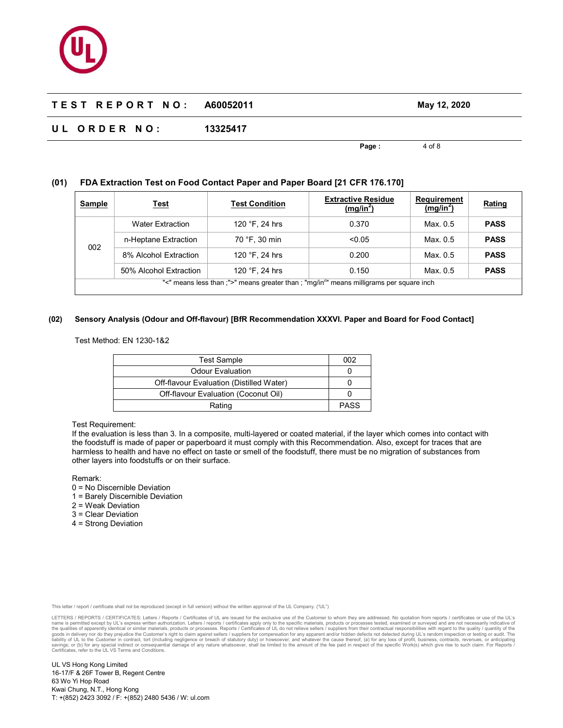**TEST REPORT NO:** A60052011 **May 12, 2020**

**UL ORDER NO:** 13325417

## (01) FDA Extraction Test on Food Contact Paper and Paper Board [21 CFR 176.170]

| Sample | Test | Test Condition | Extractive Residue ($mg/in^2$) | Requirement ($mg/in^2$) | Rating |
|---|---|---|---|---|---|
| 002 | Water Extraction | 120 °F, 24 hrs | 0.370 | Max. 0.5 | **PASS** |
| | n-Heptane Extraction | 70 °F, 30 min | <0.05 | Max. 0.5 | **PASS** |
| | 8% Alcohol Extraction | 120 °F, 24 hrs | 0.200 | Max. 0.5 | **PASS** |
| | 50% Alcohol Extraction | 120 °F, 24 hrs | 0.150 | Max. 0.5 | **PASS** |

"<" means less than ;">" means greater than ; "$mg/in^2$" means milligrams per square inch

## (02) Sensory Analysis (Odour and Off-flavour) [BfR Recommendation XXXVI. Paper and Board for Food Contact]

Test Method: EN 1230-1&2

| Test Sample | 002 |
|---|---|
| Odour Evaluation | 0 |
| Off-flavour Evaluation (Distilled Water) | 0 |
| Off-flavour Evaluation (Coconut Oil) | 0 |
| Rating | PASS |

Test Requirement:
If the evaluation is less than 3. In a composite, multi-layered or coated material, if the layer which comes into contact with the foodstuff is made of paper or paperboard it must comply with this Recommendation. Also, except for traces that are harmless to health and have no effect on taste or smell of the foodstuff, there must be no migration of substances from other layers into foodstuffs or on their surface.

Remark:
0 = No Discernible Deviation
1 = Barely Discernible Deviation
2 = Weak Deviation
3 = Clear Deviation
4 = Strong Deviation

This letter / report / certificate shall not be reproduced (except in full version) without the written approval of the UL Company. ("UL")

LETTERS / REPORTS / CERTIFICATES: Letters / Reports / Certificates of UL are issued for the exclusive use of the Customer to whom they are addressed. No quotation from reports / certificates or use of the UL's name is permitted except by UL's express written authorization. Letters / reports / certificates apply only to the specific materials, products or processes tested, examined or surveyed and are not necessarily indicative of the qualities of apparently identical or similar materials, products or processes. Reports / Certificates of UL do not relieve sellers / suppliers from their contractual responsibilities with regard to the quality / quantity of the goods in delivery nor do they prejudice the Customer's right to claim against sellers / suppliers for compensation for any apparent and/or hidden defects not detected during UL's random inspection or testing or audit. The liability of UL to the Customer in contract, tort (including negligence or breach of statutory duty) or howsoever, and whatever the cause thereof, (a) for any loss of profit, business, contracts, revenues, or anticipating savings; or (b) for any special indirect or consequential damage of any nature whatsoever, shall be limited to the amount of the fee paid in respect of the specific Work(s) which give rise to such claim. For Reports / Certificates, refer to the UL VS Terms and Conditions.

UL VS Hong Kong Limited
16-17/F & 26F Tower B, Regent Centre
63 Wo Yi Hop Road
Kwai Chung, N.T., Hong Kong
T: +(852) 2423 3092 / F: +(852) 2480 5436 / W: ul.com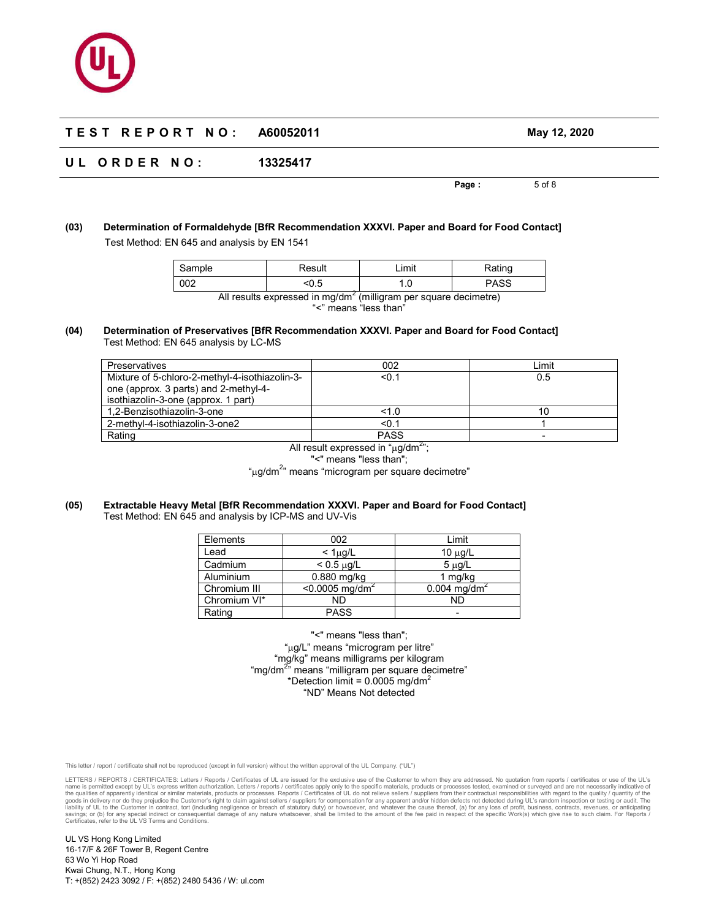**TEST REPORT NO: A60052011** | **May 12, 2020**

**UL ORDER NO: 13325417**

**(03) Determination of Formaldehyde [BfR Recommendation XXXVI. Paper and Board for Food Contact]**

Test Method: EN 645 and analysis by EN 1541

| Sample | Result | Limit | Rating |
|---|---|---|---|
| 002 | <0.5 | 1.0 | PASS |

All results expressed in $mg/dm^2$ (milligram per square decimetre)
"<" means "less than"

**(04) Determination of Preservatives [BfR Recommendation XXXVI. Paper and Board for Food Contact]**

Test Method: EN 645 analysis by LC-MS

| Preservatives | 002 | Limit |
|---|---|---|
| Mixture of 5-chloro-2-methyl-4-isothiazolin-3-one (approx. 3 parts) and 2-methyl-4-isothiazolin-3-one (approx. 1 part) | <0.1 | 0.5 |
| 1,2-Benzisothiazolin-3-one | <1.0 | 10 |
| 2-methyl-4-isothiazolin-3-one2 | <0.1 | 1 |
| Rating | PASS | - |

All result expressed in "$\mu g/dm^2$";
"<" means "less than";
"$\mu g/dm^2$" means "microgram per square decimetre"

**(05) Extractable Heavy Metal [BfR Recommendation XXXVI. Paper and Board for Food Contact]**

Test Method: EN 645 and analysis by ICP-MS and UV-Vis

| Elements | 002 | Limit |
|---|---|---|
| Lead | < 1$\mu$g/L | 10 $\mu$g/L |
| Cadmium | < 0.5 $\mu$g/L | 5 $\mu$g/L |
| Aluminium | 0.880 mg/kg | 1 mg/kg |
| Chromium III | <0.0005 $mg/dm^2$ | 0.004 $mg/dm^2$ |
| Chromium VI* | ND | ND |
| Rating | PASS | - |

"<" means "less than";
"$\mu$g/L" means "microgram per litre"
"mg/kg" means milligrams per kilogram
"$mg/dm^2$" means "milligram per square decimetre"
*Detection limit = 0.0005 $mg/dm^2$
"ND" Means Not detected

This letter / report / certificate shall not be reproduced (except in full version) without the written approval of the UL Company. ("UL")

LETTERS / REPORTS / CERTIFICATES: Letters / Reports / Certificates of UL are issued for the exclusive use of the Customer to whom they are addressed. No quotation from reports / certificates or use of the UL's name is permitted except by UL's express written authorization. Letters / reports / certificates apply only to the specific materials, products or processes tested, examined or surveyed and are not necessarily indicative of the qualities of apparently identical or similar materials, products or processes. Reports / Certificates of UL do not relieve sellers / suppliers from their contractual responsibilities with regard to the quality / quantity of the goods in delivery nor do they prejudice the Customer's right to claim against sellers / suppliers for compensation for any apparent and/or hidden defects not detected during UL's random inspection or testing or audit. The liability of UL to the Customer in contract, tort (including negligence or breach of statutory duty) or howsoever, and whatever the cause thereof, (a) for any loss of profit, business, contracts, revenues, or anticipating savings; or (b) for any special indirect or consequential damage of any nature whatsoever, shall be limited to the amount of the fee paid in respect of the specific Work(s) which give rise to such claim. For Reports / Certificates, refer to the UL VS Terms and Conditions.

UL VS Hong Kong Limited
16-17/F & 26F Tower B, Regent Centre
63 Wo Yi Hop Road
Kwai Chung, N.T., Hong Kong
T: +(852) 2423 3092 / F: +(852) 2480 5436 / W: ul.com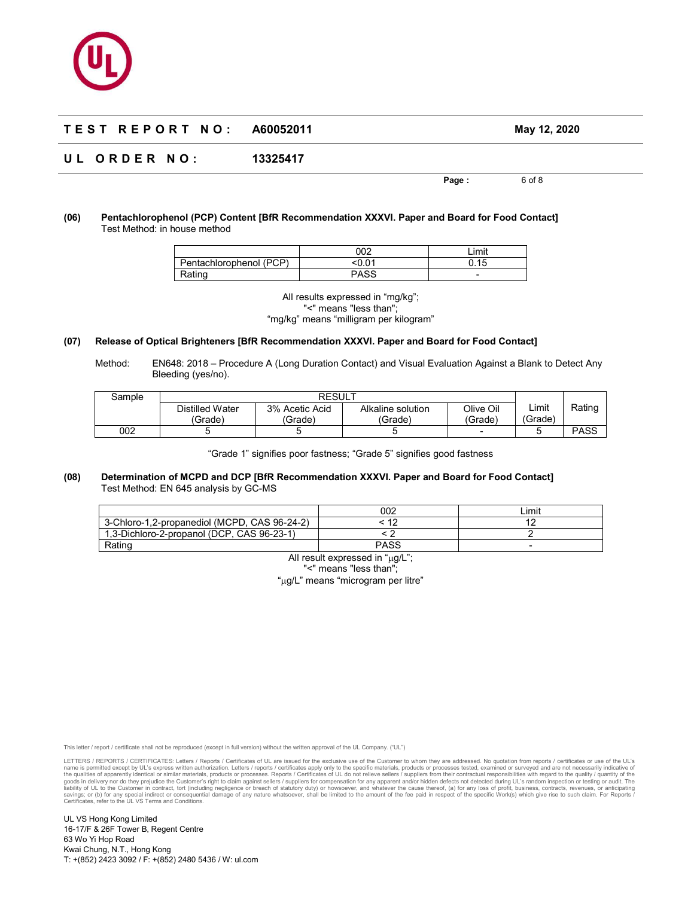**(06) Pentachlorophenol (PCP) Content [BfR Recommendation XXXVI. Paper and Board for Food Contact]**
Test Method: in house method

| | 002 | Limit |
|---|---|---|
| Pentachlorophenol (PCP) | <0.01 | 0.15 |
| Rating | PASS | - |

All results expressed in "mg/kg";
"<" means "less than";
"mg/kg" means "milligram per kilogram"

**(07) Release of Optical Brighteners [BfR Recommendation XXXVI. Paper and Board for Food Contact]**

Method: EN648: 2018 – Procedure A (Long Duration Contact) and Visual Evaluation Against a Blank to Detect Any Bleeding (yes/no).

| Sample | RESULT | | | | Limit (Grade) | Rating |
|---|---|---|---|---|---|---|
| | Distilled Water (Grade) | 3% Acetic Acid (Grade) | Alkaline solution (Grade) | Olive Oil (Grade) | | |
| 002 | 5 | 5 | 5 | - | 5 | PASS |

"Grade 1" signifies poor fastness; "Grade 5" signifies good fastness

**(08) Determination of MCPD and DCP [BfR Recommendation XXXVI. Paper and Board for Food Contact]**
Test Method: EN 645 analysis by GC-MS

| | 002 | Limit |
|---|---|---|
| 3-Chloro-1,2-propanediol (MCPD, CAS 96-24-2) | < 12 | 12 |
| 1,3-Dichloro-2-propanol (DCP, CAS 96-23-1) | < 2 | 2 |
| Rating | PASS | - |

All result expressed in "μg/L";
"<" means "less than";
"μg/L" means "microgram per litre"

This letter / report / certificate shall not be reproduced (except in full version) without the written approval of the UL Company. ("UL")

LETTERS / REPORTS / CERTIFICATES: Letters / Reports / Certificates of UL are issued for the exclusive use of the Customer to whom they are addressed. No quotation from reports / certificates or use of the UL's name is permitted except by UL's express written authorization. Letters / reports / certificates apply only to the specific materials, products or processes tested, examined or surveyed and are not necessarily indicative of the qualities of apparently identical or similar materials, products or processes. Reports / Certificates of UL do not relieve sellers / suppliers from their contractual responsibilities with regard to the quality / quantity of the goods in delivery nor do they prejudice the Customer's right to claim against sellers / suppliers for compensation for any apparent and/or hidden defects not detected during UL's random inspection or testing or audit. The liability of UL to the Customer in contract, tort (including negligence or breach of statutory duty) or howsoever, and whatever the cause thereof, (a) for any loss of profit, business, contracts, revenues, or anticipating savings; or (b) for any special indirect or consequential damage of any nature whatsoever, shall be limited to the amount of the fee paid in respect of the specific Work(s) which give rise to such claim. For Reports / Certificates, refer to the UL VS Terms and Conditions.

UL VS Hong Kong Limited
16-17/F & 26F Tower B, Regent Centre
63 Wo Yi Hop Road
Kwai Chung, N.T., Hong Kong
T: +(852) 2423 3092 / F: +(852) 2480 5436 / W: ul.com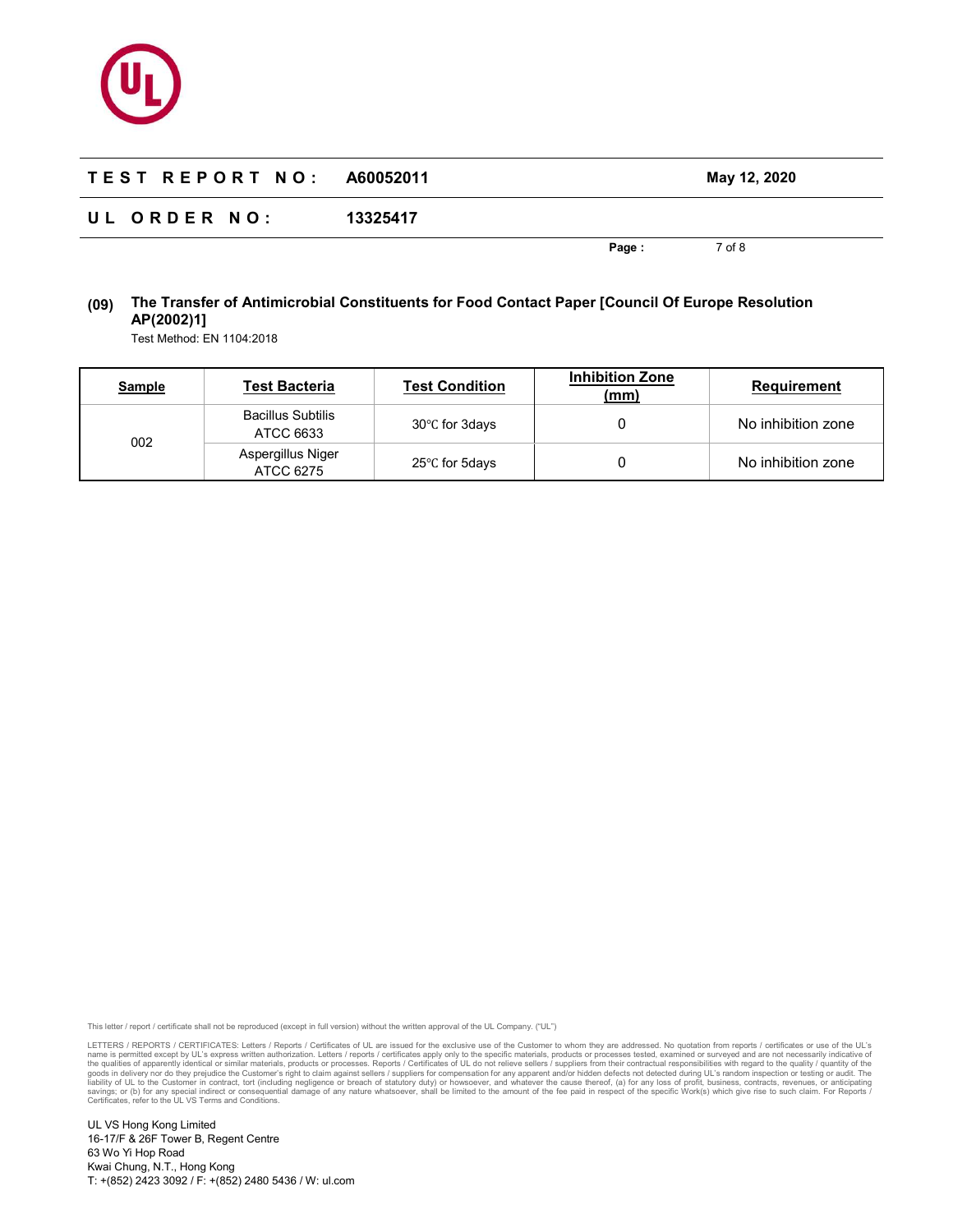**TEST REPORT NO: A60052011** May 12, 2020

**UL ORDER NO: 13325417**

## (09) The Transfer of Antimicrobial Constituents for Food Contact Paper [Council Of Europe Resolution AP(2002)1]

Test Method: EN 1104:2018

| Sample | Test Bacteria | Test Condition | Inhibition Zone (mm) | Requirement |
|---|---|---|---|---|
| 002 | Bacillus Subtilis ATCC 6633 | 30℃ for 3days | 0 | No inhibition zone |
| | Aspergillus Niger ATCC 6275 | 25℃ for 5days | 0 | No inhibition zone |

This letter / report / certificate shall not be reproduced (except in full version) without the written approval of the UL Company. ("UL")

LETTERS / REPORTS / CERTIFICATES: Letters / Reports / Certificates of UL are issued for the exclusive use of the Customer to whom they are addressed. No quotation from reports / certificates or use of the UL's name is permitted except by UL's express written authorization. Letters / reports / certificates apply only to the specific materials, products or processes tested, examined or surveyed and are not necessarily indicative of the qualities of apparently identical or similar materials, products or processes. Reports / Certificates of UL do not relieve sellers / suppliers from their contractual responsibilities with regard to the quality / quantity of the goods in delivery nor do they prejudice the Customer's right to claim against sellers / suppliers for compensation for any apparent and/or hidden defects not detected during UL's random inspection or testing or audit. The liability of UL to the Customer in contract, tort (including negligence or breach of statutory duty) or howsoever, and whatever the cause thereof, (a) for any loss of profit, business, contracts, revenues, or anticipating savings; or (b) for any special indirect or consequential damage of any nature whatsoever, shall be limited to the amount of the fee paid in respect of the specific Work(s) which give rise to such claim. For Reports / Certificates, refer to the UL VS Terms and Conditions.

UL VS Hong Kong Limited
16-17/F & 26F Tower B, Regent Centre
63 Wo Yi Hop Road
Kwai Chung, N.T., Hong Kong
T: +(852) 2423 3092 / F: +(852) 2480 5436 / W: ul.com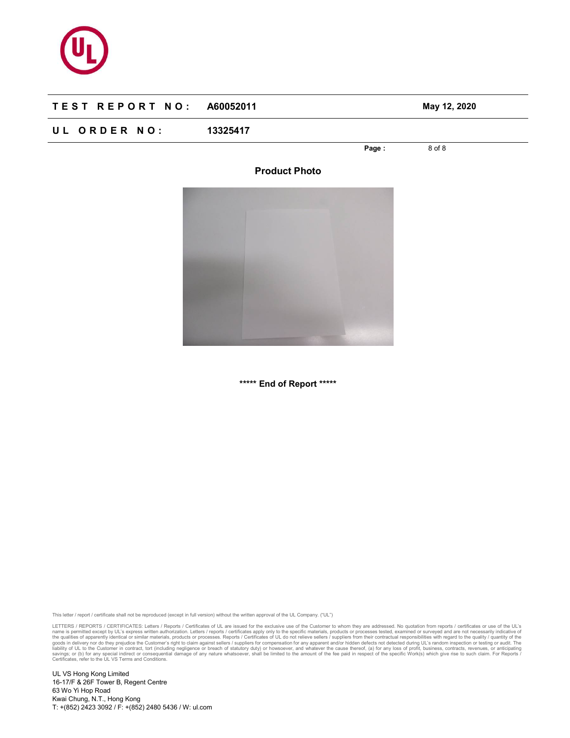| TEST REPORT NO: | A60052011 | May 12, 2020 |
| --- | --- | --- |
| UL ORDER NO: | 13325417 | |

## Product Photo

***** End of Report *****

This letter / report / certificate shall not be reproduced (except in full version) without the written approval of the UL Company. ("UL")

LETTERS / REPORTS / CERTIFICATES: Letters / Reports / Certificates of UL are issued for the exclusive use of the Customer to whom they are addressed. No quotation from reports / certificates or use of the UL's name is permitted except by UL's express written authorization. Letters / reports / certificates apply only to the specific materials, products or processes tested, examined or surveyed and are not necessarily indicative of the qualities of apparently identical or similar materials, products or processes. Reports / Certificates of UL do not relieve sellers / suppliers from their contractual responsibilities with regard to the quality / quantity of the goods in delivery nor do they prejudice the Customer's right to claim against sellers / suppliers for compensation for any apparent and/or hidden defects not detected during UL's random inspection or testing or audit. The liability of UL to the Customer in contract, tort (including negligence or breach of statutory duty) or howsoever, and whatever the cause thereof, (a) for any loss of profit, business, contracts, revenues, or anticipating savings; or (b) for any special indirect or consequential damage of any nature whatsoever, shall be limited to the amount of the fee paid in respect of the specific Work(s) which give rise to such claim. For Reports / Certificates, refer to the UL VS Terms and Conditions.

UL VS Hong Kong Limited
16-17/F & 26F Tower B, Regent Centre
63 Wo Yi Hop Road
Kwai Chung, N.T., Hong Kong
T: +(852) 2423 3092 / F: +(852) 2480 5436 / W: ul.com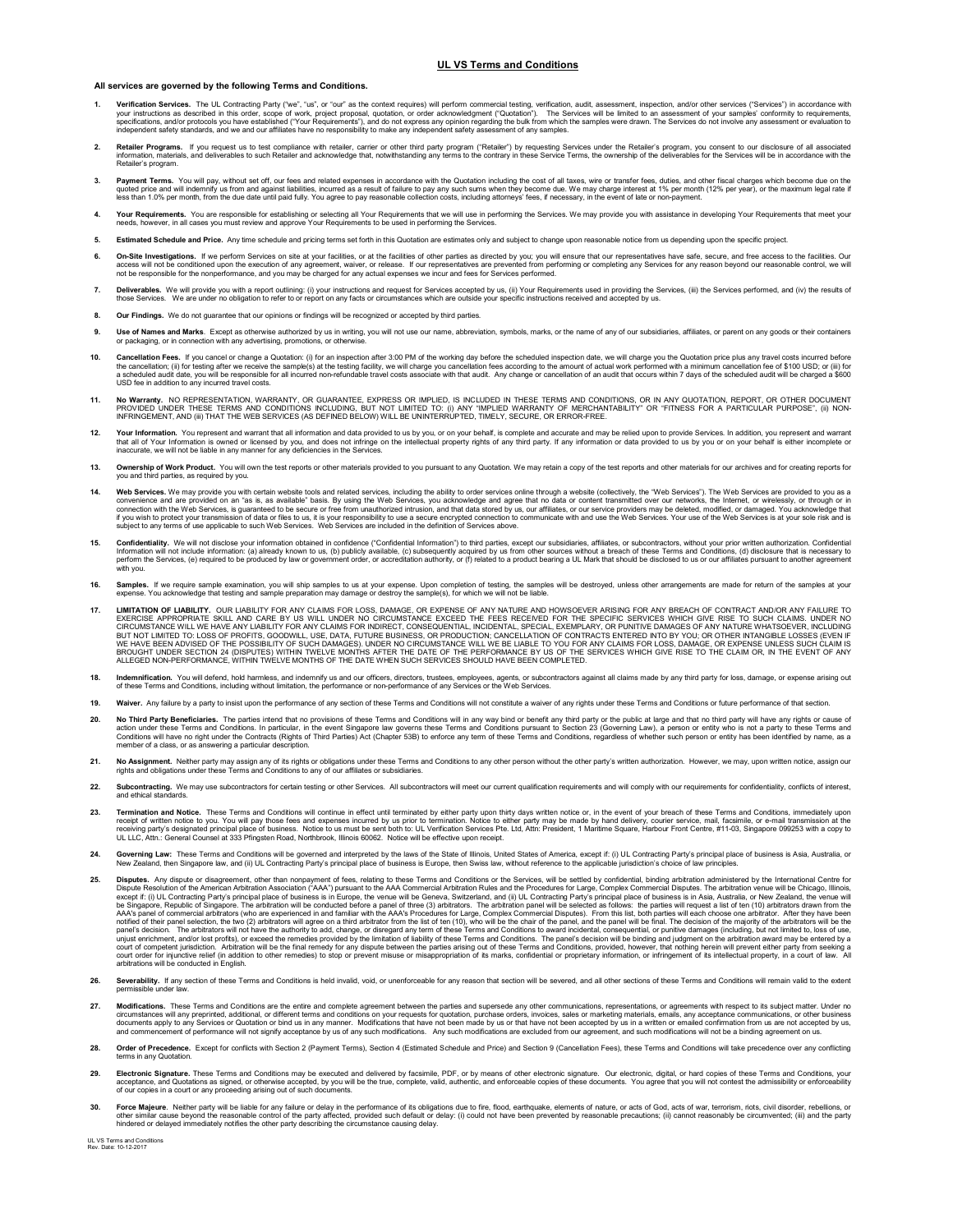# UL VS Terms and Conditions

**All services are governed by the following Terms and Conditions.**

1. **Verification Services.** The UL Contracting Party ("we", "us", or "our" as the context requires) will perform commercial testing, verification, audit, assessment, inspection, and/or other services ("Services") in accordance with your instructions as described in this order, scope of work, project proposal, quotation, or order acknowledgment ("Quotation"). The Services will be limited to an assessment of your samples' conformity to requirements, specifications, and/or protocols you have established ("Your Requirements"), and do not express any opinion regarding the bulk from which the samples were drawn. The Services do not involve any assessment or evaluation to independent safety standards, and we and our affiliates have no responsibility to make any independent safety assessment of any samples.

2. **Retailer Programs.** If you request us to test compliance with retailer, carrier or other third party program ("Retailer") by requesting Services under the Retailer's program, you consent to our disclosure of all associated information, materials, and deliverables to such Retailer and acknowledge that, notwithstanding any terms to the contrary in these Service Terms, the ownership of the deliverables for the Services will be in accordance with the Retailer's program.

3. **Payment Terms.** You will pay, without set off, our fees and related expenses in accordance with the Quotation including the cost of all taxes, wire or transfer fees, duties, and other fiscal charges which become due on the quoted price and will indemnify us from and against liabilities, incurred as a result of failure to pay any such sums when they become due. We may charge interest at 1% per month (12% per year), or the maximum legal rate if less than 1.0% per month, from the due date until paid fully. You agree to pay reasonable collection costs, including attorneys' fees, if necessary, in the event of late or non-payment.

4. **Your Requirements.** You are responsible for establishing or selecting all Your Requirements that we will use in performing the Services. We may provide you with assistance in developing Your Requirements that meet your needs, however, in all cases you must review and approve Your Requirements to be used in performing the Services.

5. **Estimated Schedule and Price.** Any time schedule and pricing terms set forth in this Quotation are estimates only and subject to change upon reasonable notice from us depending upon the specific project.

6. **On-Site Investigations.** If we perform Services on site at your facilities, or at the facilities of other parties as directed by you; you will ensure that our representatives have safe, secure, and free access to the facilities. Our access will not be conditioned upon the execution of any agreement, waiver, or release. If our representatives are prevented from performing or completing any Services for any reason beyond our reasonable control, we will not be responsible for the nonperformance, and you may be charged for any actual expenses we incur and fees for Services performed.

7. **Deliverables.** We will provide you with a report outlining: (i) your instructions and request for Services accepted by us, (ii) Your Requirements used in providing the Services, (iii) the Services performed, and (iv) the results of those Services. We are under no obligation to refer to or report on any facts or circumstances which are outside your specific instructions received and accepted by us.

8. **Our Findings.** We do not guarantee that our opinions or findings will be recognized or accepted by third parties.

9. **Use of Names and Marks.** Except as otherwise authorized by us in writing, you will not use our name, abbreviation, symbols, marks, or the name of any of our subsidiaries, affiliates, or parent on any goods or their containers or packaging, or in connection with any advertising, promotions, or otherwise.

10. **Cancellation Fees.** If you cancel or change a Quotation: (i) for an inspection after 3:00 PM of the working day before the scheduled inspection date, we will charge you the Quotation price plus any travel costs incurred before the cancellation; (ii) for testing after we receive the sample(s) at the testing facility, we will charge you cancellation fees according to the amount of actual work performed with a minimum cancellation fee of $100 USD; or (iii) for a scheduled audit date, you will be responsible for all incurred non-refundable travel costs associate with that audit. Any change or cancellation of an audit that occurs within 7 days of the scheduled audit will be charged a $600 USD fee in addition to any incurred travel costs.

11. **No Warranty.** NO REPRESENTATION, WARRANTY, OR GUARANTEE, EXPRESS OR IMPLIED, IS INCLUDED IN THESE TERMS AND CONDITIONS, OR IN ANY QUOTATION, REPORT, OR OTHER DOCUMENT PROVIDED UNDER THESE TERMS AND CONDITIONS INCLUDING, BUT NOT LIMITED TO: (i) ANY "IMPLIED WARRANTY OF MERCHANTABILITY" OR "FITNESS FOR A PARTICULAR PURPOSE", (ii) NON-INFRINGEMENT, AND (iii) THAT THE WEB SERVICES (AS DEFINED BELOW) WILL BE UNINTERRUPTED, TIMELY, SECURE, OR ERROR-FREE.

12. **Your Information.** You represent and warrant that all information and data provided to us by you, or on your behalf, is complete and accurate and may be relied upon to provide Services. In addition, you represent and warrant that all of Your Information is owned or licensed by you, and does not infringe on the intellectual property rights of any third party. If any information or data provided to us by you or on your behalf is either incomplete or inaccurate, we will not be liable in any manner for any deficiencies in the Services.

13. **Ownership of Work Product.** You will own the test reports or other materials provided to you pursuant to any Quotation. We may retain a copy of the test reports and other materials for our archives and for creating reports for you and third parties, as required by you.

14. **Web Services.** We may provide you with certain website tools and related services, including the ability to order services online through a website (collectively, the "Web Services"). The Web Services are provided to you as a convenience and are provided on an "as is, as available" basis. By using the Web Services, you acknowledge and agree that no data or content transmitted over our networks, the Internet, or wirelessly, or through or in connection with the Web Services, is guaranteed to be secure or free from unauthorized intrusion, and that data stored by us, our affiliates, or our service providers may be deleted, modified, or damaged. You acknowledge that if you wish to protect your transmission of data or files to us, it is your responsibility to use a secure encrypted connection to communicate with and use the Web Services. Your use of the Web Services is at your sole risk and is subject to any terms of use applicable to such Web Services. Web Services are included in the definition of Services above.

15. **Confidentiality.** We will not disclose your information obtained in confidence ("Confidential Information") to third parties, except our subsidiaries, affiliates, or subcontractors, without your prior written authorization. Confidential Information will not include information: (a) already known to us, (b) publicly available, (c) subsequently acquired by us from other sources without a breach of these Terms and Conditions, (d) disclosure that is necessary to perform the Services, (e) required to be produced by law or government order, or accreditation authority, or (f) related to a product bearing a UL Mark that should be disclosed to us or our affiliates pursuant to another agreement with you.

16. **Samples.** If we require sample examination, you will ship samples to us at your expense. Upon completion of testing, the samples will be destroyed, unless other arrangements are made for return of the samples at your expense. You acknowledge that testing and sample preparation may damage or destroy the sample(s), for which we will not be liable.

17. **LIMITATION OF LIABILITY.** OUR LIABILITY FOR ANY CLAIMS FOR LOSS, DAMAGE, OR EXPENSE OF ANY NATURE AND HOWSOEVER ARISING FOR ANY BREACH OF CONTRACT AND/OR ANY FAILURE TO EXERCISE APPROPRIATE SKILL AND CARE BY US WILL UNDER NO CIRCUMSTANCE EXCEED THE FEES RECEIVED FOR THE SPECIFIC SERVICES WHICH GIVE RISE TO SUCH CLAIMS. UNDER NO CIRCUMSTANCE WILL WE HAVE ANY LIABILITY FOR ANY CLAIMS FOR INDIRECT, CONSEQUENTIAL, INCIDENTAL, SPECIAL, EXEMPLARY, OR PUNITIVE DAMAGES OF ANY NATURE WHATSOEVER, INCLUDING BUT NOT LIMITED TO: LOSS OF PROFITS, GOODWILL, USE, DATA, FUTURE BUSINESS, OR PRODUCTION; CANCELLATION OF CONTRACTS ENTERED INTO BY YOU; OR OTHER INTANGIBLE LOSSES (EVEN IF WE HAVE BEEN ADVISED OF THE POSSIBILITY OF SUCH DAMAGES). UNDER NO CIRCUMSTANCE WILL WE BE LIABLE TO YOU FOR ANY CLAIMS FOR LOSS, DAMAGE, OR EXPENSE UNLESS SUCH CLAIM IS BROUGHT UNDER SECTION 24 (DISPUTES) WITHIN TWELVE MONTHS AFTER THE DATE OF THE PERFORMANCE BY US OF THE SERVICES WHICH GIVE RISE TO THE CLAIM OR, IN THE EVENT OF ANY ALLEGED NON-PERFORMANCE, WITHIN TWELVE MONTHS OF THE DATE WHEN SUCH SERVICES SHOULD HAVE BEEN COMPLETED.

18. **Indemnification.** You will defend, hold harmless, and indemnify us and our officers, directors, trustees, employees, agents, or subcontractors against all claims made by any third party for loss, damage, or expense arising out of these Terms and Conditions, including without limitation, the performance or non-performance of any Services or the Web Services.

19. **Waiver.** Any failure by a party to insist upon the performance of any section of these Terms and Conditions will not constitute a waiver of any rights under these Terms and Conditions or future performance of that section.

20. **No Third Party Beneficiaries.** The parties intend that no provisions of these Terms and Conditions will in any way bind or benefit any third party or the public at large and that no third party will have any rights or cause of action under these Terms and Conditions. In particular, in the event Singapore law governs these Terms and Conditions pursuant to Section 23 (Governing Law), a person or entity who is not a party to these Terms and Conditions will have no right under the Contracts (Rights of Third Parties) Act (Chapter 53B) to enforce any term of these Terms and Conditions, regardless of whether such person or entity has been identified by name, as a member of a class, or as answering a particular description.

21. **No Assignment.** Neither party may assign any of its rights or obligations under these Terms and Conditions to any other person without the other party's written authorization. However, we may, upon written notice, assign our rights and obligations under these Terms and Conditions to any of our affiliates or subsidiaries.

22. **Subcontracting.** We may use subcontractors for certain testing or other Services. All subcontractors will meet our current qualification requirements and will comply with our requirements for confidentiality, conflicts of interest, and ethical standards.

23. **Termination and Notice.** These Terms and Conditions will continue in effect until terminated by either party upon thirty days written notice or, in the event of your breach of these Terms and Conditions, immediately upon receipt of written notice to you. You will pay those fees and expenses incurred by us prior to termination. Notice to either party may be made by hand delivery, courier service, mail, facsimile, or e-mail transmission at the receiving party's designated principal place of business. Notice to us must be sent both to: UL Verification Services Pte. Ltd, Attn: President, 1 Maritime Square, Harbour Front Centre, #11-03, Singapore 099253 with a copy to UL LLC, Attn.: General Counsel at 333 Pfingsten Road, Northbrook, Illinois 60062. Notice will be effective upon receipt.

24. **Governing Law:** These Terms and Conditions will be governed and interpreted by the laws of the State of Illinois, United States of America, except if: (i) UL Contracting Party's principal place of business is Asia, Australia, or New Zealand, then Singapore law, and (ii) UL Contracting Party's principal place of business is Europe, then Swiss law, without reference to the applicable jurisdiction's choice of law principles.

25. **Disputes.** Any dispute or disagreement, other than nonpayment of fees, relating to these Terms and Conditions or the Services, will be settled by confidential, binding arbitration administered by the International Centre for Dispute Resolution of the American Arbitration Association ("AAA") pursuant to the AAA Commercial Arbitration Rules and the Procedures for Large, Complex Commercial Disputes. The arbitration venue will be Chicago, Illinois, except if: (i) UL Contracting Party's principal place of business is in Europe, the venue will be Geneva, Switzerland, and (ii) UL Contracting Party's principal place of business is in Asia, Australia, or New Zealand, the venue will be Singapore, Republic of Singapore. The arbitration will be conducted before a panel of three (3) arbitrators. The arbitration panel will be selected as follows: the parties will request a list of ten (10) arbitrators drawn from the AAA's panel of commercial arbitrators (who are experienced in and familiar with the AAA's Procedures for Large, Complex Commercial Disputes). From this list, both parties will each choose one arbitrator. After they have been notified of their panel selection, the two (2) arbitrators will agree on a third arbitrator from the list of ten (10), who will be the chair of the panel, and the panel will be final. The decision of the majority of the arbitrators will be the panel's decision. The arbitrators will not have the authority to add, change, or disregard any term of these Terms and Conditions to award incidental, consequential, or punitive damages (including, but not limited to, loss of use, unjust enrichment, and/or lost profits), or exceed the remedies provided by the limitation of liability of these Terms and Conditions. The panel's decision will be binding and judgment on the arbitration award may be entered by a court of competent jurisdiction. Arbitration will be the final remedy for any dispute between the parties arising out of these Terms and Conditions, provided, however, that nothing herein will prevent either party from seeking a court order for injunctive relief (in addition to other remedies) to stop or prevent misuse or misappropriation of its marks, confidential or proprietary information, or infringement of its intellectual property, in a court of law. All arbitrations will be conducted in English.

26. **Severability.** If any section of these Terms and Conditions is held invalid, void, or unenforceable for any reason that section will be severed, and all other sections of these Terms and Conditions will remain valid to the extent permissible under law.

27. **Modifications.** These Terms and Conditions are the entire and complete agreement between the parties and supersede any other communications, representations, or agreements with respect to its subject matter. Under no circumstances will any preprinted, additional, or different terms and conditions on your requests for quotation, purchase orders, invoices, sales or marketing materials, emails, any acceptance communications, or other business documents apply to any Services or Quotation or bind us in any manner. Modifications that have not been made by us or that have not been accepted by us in a written or emailed confirmation from us are not accepted by us, and commencement of performance will not signify acceptance by us of any such modifications. Any such modifications are excluded from our agreement, and such modifications will not be a binding agreement on us.

28. **Order of Precedence.** Except for conflicts with Section 2 (Payment Terms), Section 4 (Estimated Schedule and Price) and Section 9 (Cancellation Fees), these Terms and Conditions will take precedence over any conflicting terms in any Quotation.

29. **Electronic Signature.** These Terms and Conditions may be executed and delivered by facsimile, PDF, or by means of other electronic signature. Our electronic, digital, or hard copies of these Terms and Conditions, your acceptance, and Quotations as signed, or otherwise accepted, by you will be the true, complete, valid, authentic, and enforceable copies of these documents. You agree that you will not contest the admissibility or enforceability of our copies in a court or any proceeding arising out of such documents.

30. **Force Majeure.** Neither party will be liable for any failure or delay in the performance of its obligations due to fire, flood, earthquake, elements of nature, or acts of God, acts of war, terrorism, riots, civil disorder, rebellions, or other similar cause beyond the reasonable control of the party affected, provided such default or delay: (i) could not have been prevented by reasonable precautions; (ii) cannot reasonably be circumvented; (iii) and the party hindered or delayed immediately notifies the other party describing the circumstance causing delay.

UL VS Terms and Conditions
Rev. Date: 10-12-2017